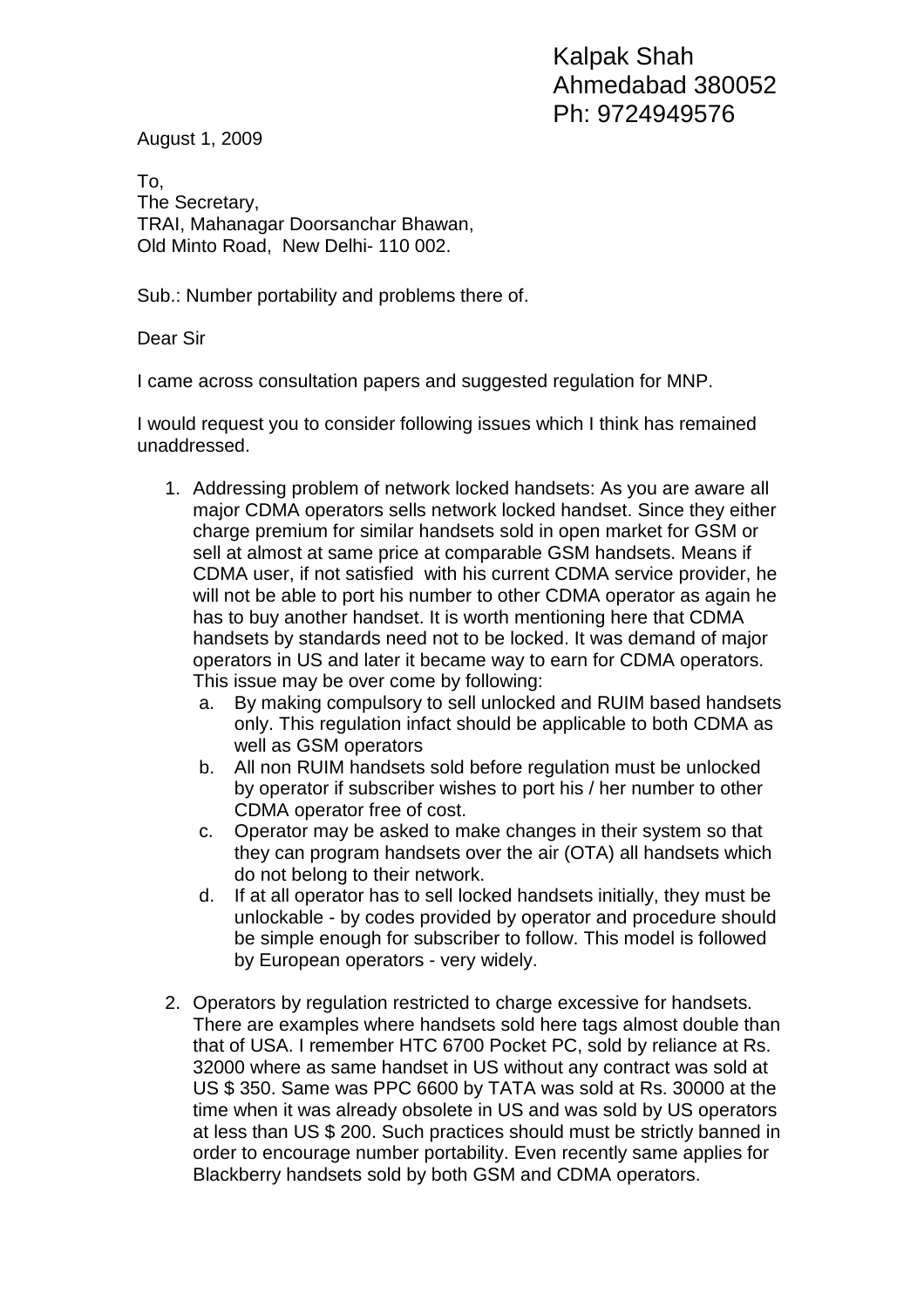Kalpak Shah
Ahmedabad 380052
Ph: 9724949576

August 1, 2009

To,
The Secretary,
TRAI, Mahanagar Doorsanchar Bhawan,
Old Minto Road, New Delhi- 110 002.

Sub.: Number portability and problems there of.

Dear Sir

I came across consultation papers and suggested regulation for MNP.

I would request you to consider following issues which I think has remained unaddressed.

1. Addressing problem of network locked handsets: As you are aware all major CDMA operators sells network locked handset. Since they either charge premium for similar handsets sold in open market for GSM or sell at almost at same price at comparable GSM handsets. Means if CDMA user, if not satisfied with his current CDMA service provider, he will not be able to port his number to other CDMA operator as again he has to buy another handset. It is worth mentioning here that CDMA handsets by standards need not to be locked. It was demand of major operators in US and later it became way to earn for CDMA operators. This issue may be over come by following:
   a. By making compulsory to sell unlocked and RUIM based handsets only. This regulation infact should be applicable to both CDMA as well as GSM operators
   b. All non RUIM handsets sold before regulation must be unlocked by operator if subscriber wishes to port his / her number to other CDMA operator free of cost.
   c. Operator may be asked to make changes in their system so that they can program handsets over the air (OTA) all handsets which do not belong to their network.
   d. If at all operator has to sell locked handsets initially, they must be unlockable - by codes provided by operator and procedure should be simple enough for subscriber to follow. This model is followed by European operators - very widely.

2. Operators by regulation restricted to charge excessive for handsets. There are examples where handsets sold here tags almost double than that of USA. I remember HTC 6700 Pocket PC, sold by reliance at Rs. 32000 where as same handset in US without any contract was sold at US $ 350. Same was PPC 6600 by TATA was sold at Rs. 30000 at the time when it was already obsolete in US and was sold by US operators at less than US $ 200. Such practices should must be strictly banned in order to encourage number portability. Even recently same applies for Blackberry handsets sold by both GSM and CDMA operators.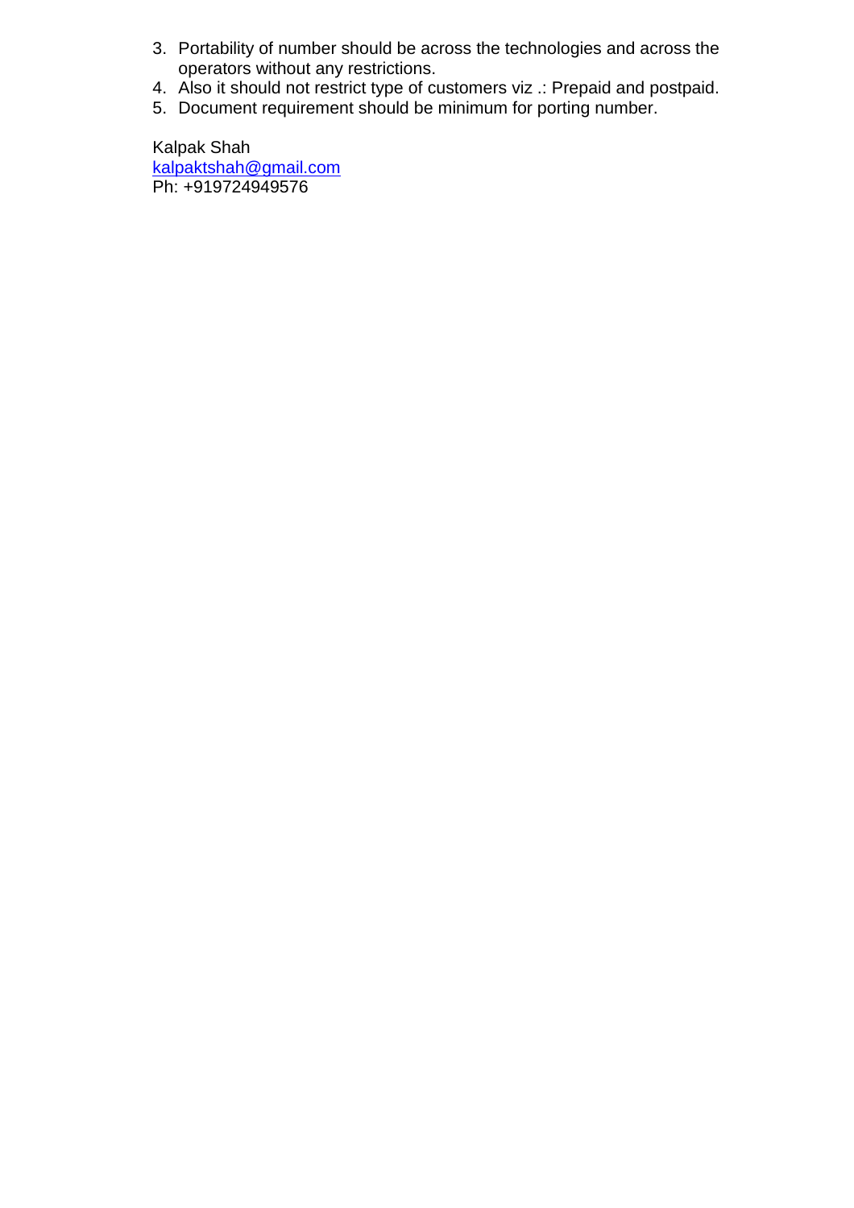3. Portability of number should be across the technologies and across the operators without any restrictions.
4. Also it should not restrict type of customers viz .: Prepaid and postpaid.
5. Document requirement should be minimum for porting number.

Kalpak Shah
kalpaktshah@gmail.com
Ph: +919724949576